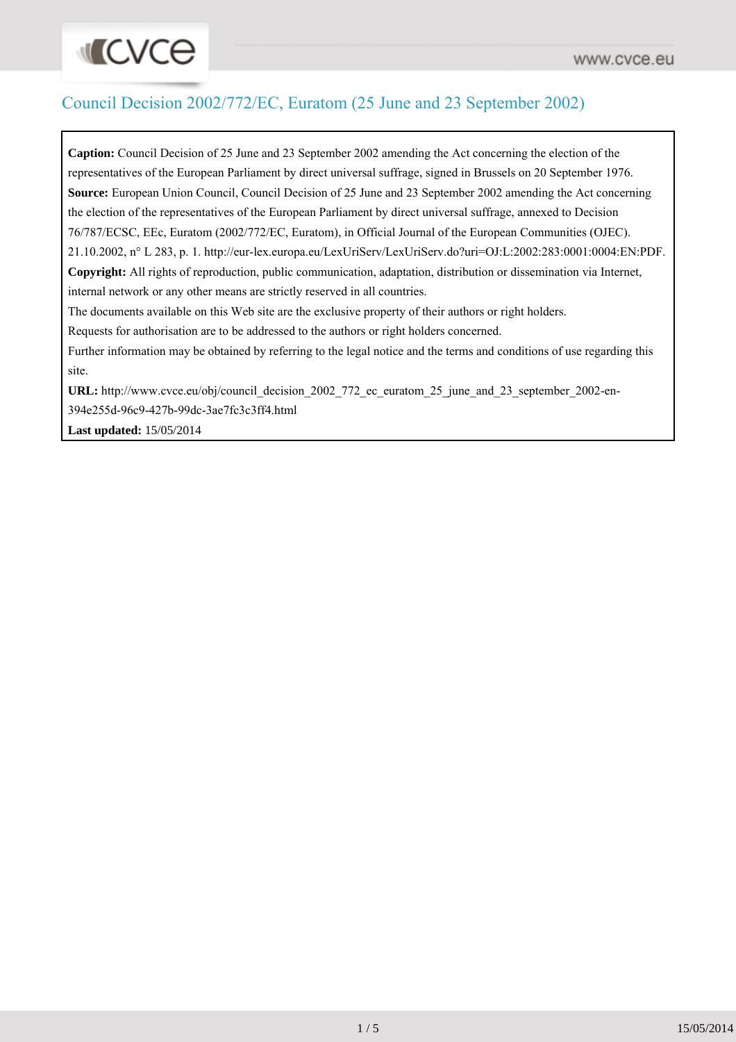# Council Decision 2002/772/EC, Euratom (25 June and 23 September 2002)

**Caption:** Council Decision of 25 June and 23 September 2002 amending the Act concerning the election of the representatives of the European Parliament by direct universal suffrage, signed in Brussels on 20 September 1976.

**Source:** European Union Council, Council Decision of 25 June and 23 September 2002 amending the Act concerning the election of the representatives of the European Parliament by direct universal suffrage, annexed to Decision 76/787/ECSC, EEc, Euratom (2002/772/EC, Euratom), in Official Journal of the European Communities (OJEC). 21.10.2002, n° L 283, p. 1. http://eur-lex.europa.eu/LexUriServ/LexUriServ.do?uri=OJ:L:2002:283:0001:0004:EN:PDF.

**Copyright:** All rights of reproduction, public communication, adaptation, distribution or dissemination via Internet, internal network or any other means are strictly reserved in all countries.

The documents available on this Web site are the exclusive property of their authors or right holders.

Requests for authorisation are to be addressed to the authors or right holders concerned.

Further information may be obtained by referring to the legal notice and the terms and conditions of use regarding this site.

**URL:** http://www.cvce.eu/obj/council_decision_2002_772_ec_euratom_25_june_and_23_september_2002-en-394e255d-96c9-427b-99dc-3ae7fc3c3ff4.html

**Last updated:** 15/05/2014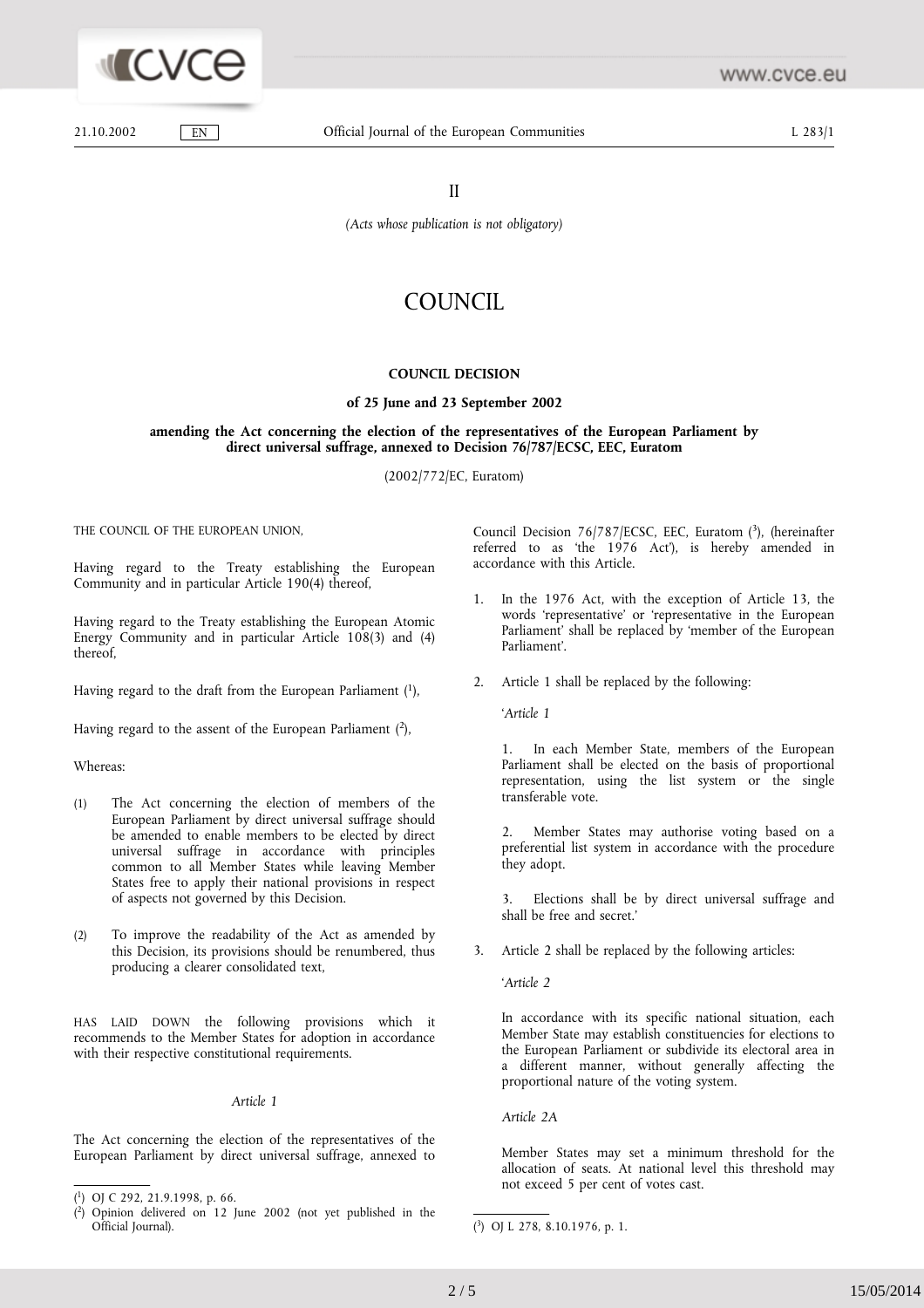II

*(Acts whose publication is not obligatory)*

# COUNCIL

## COUNCIL DECISION

### of 25 June and 23 September 2002

### amending the Act concerning the election of the representatives of the European Parliament by direct universal suffrage, annexed to Decision 76/787/ECSC, EEC, Euratom

(2002/772/EC, Euratom)

THE COUNCIL OF THE EUROPEAN UNION,

Having regard to the Treaty establishing the European Community and in particular Article 190(4) thereof,

Having regard to the Treaty establishing the European Atomic Energy Community and in particular Article 108(3) and (4) thereof,

Having regard to the draft from the European Parliament [1],

Having regard to the assent of the European Parliament [2],

Whereas:

(1) The Act concerning the election of members of the European Parliament by direct universal suffrage should be amended to enable members to be elected by direct universal suffrage in accordance with principles common to all Member States while leaving Member States free to apply their national provisions in respect of aspects not governed by this Decision.

(2) To improve the readability of the Act as amended by this Decision, its provisions should be renumbered, thus producing a clearer consolidated text,

HAS LAID DOWN the following provisions which it recommends to the Member States for adoption in accordance with their respective constitutional requirements.

*Article 1*

The Act concerning the election of the representatives of the European Parliament by direct universal suffrage, annexed to Council Decision 76/787/ECSC, EEC, Euratom [3], (hereinafter referred to as 'the 1976 Act'), is hereby amended in accordance with this Article.

1. In the 1976 Act, with the exception of Article 13, the words 'representative' or 'representative in the European Parliament' shall be replaced by 'member of the European Parliament'.

2. Article 1 shall be replaced by the following:

'*Article 1*

1. In each Member State, members of the European Parliament shall be elected on the basis of proportional representation, using the list system or the single transferable vote.

2. Member States may authorise voting based on a preferential list system in accordance with the procedure they adopt.

3. Elections shall be by direct universal suffrage and shall be free and secret.'

3. Article 2 shall be replaced by the following articles:

'*Article 2*

In accordance with its specific national situation, each Member State may establish constituencies for elections to the European Parliament or subdivide its electoral area in a different manner, without generally affecting the proportional nature of the voting system.

*Article 2A*

Member States may set a minimum threshold for the allocation of seats. At national level this threshold may not exceed 5 per cent of votes cast.

---

[1] OJ C 292, 21.9.1998, p. 66.

[2] Opinion delivered on 12 June 2002 (not yet published in the Official Journal).

[3] OJ L 278, 8.10.1976, p. 1.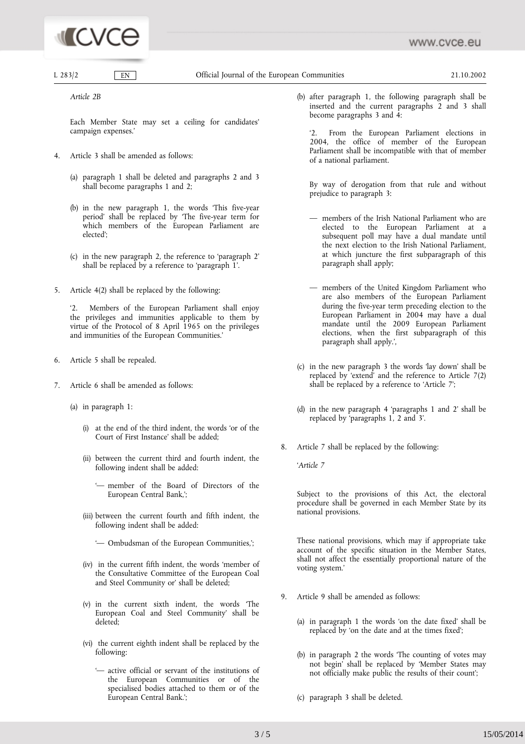*Article 2B*

Each Member State may set a ceiling for candidates' campaign expenses.'

4. Article 3 shall be amended as follows:

   (a) paragraph 1 shall be deleted and paragraphs 2 and 3 shall become paragraphs 1 and 2;

   (b) in the new paragraph 1, the words 'This five-year period' shall be replaced by 'The five-year term for which members of the European Parliament are elected';

   (c) in the new paragraph 2, the reference to 'paragraph 2' shall be replaced by a reference to 'paragraph 1'.

5. Article 4(2) shall be replaced by the following:

   '2. Members of the European Parliament shall enjoy the privileges and immunities applicable to them by virtue of the Protocol of 8 April 1965 on the privileges and immunities of the European Communities.'

6. Article 5 shall be repealed.

7. Article 6 shall be amended as follows:

   (a) in paragraph 1:

      (i) at the end of the third indent, the words 'or of the Court of First Instance' shall be added;

      (ii) between the current third and fourth indent, the following indent shall be added:

         '— member of the Board of Directors of the European Central Bank,';

      (iii) between the current fourth and fifth indent, the following indent shall be added:

         '— Ombudsman of the European Communities,';

      (iv) in the current fifth indent, the words 'member of the Consultative Committee of the European Coal and Steel Community or' shall be deleted;

      (v) in the current sixth indent, the words 'The European Coal and Steel Community' shall be deleted;

      (vi) the current eighth indent shall be replaced by the following:

         '— active official or servant of the institutions of the European Communities or of the specialised bodies attached to them or of the European Central Bank.';

   (b) after paragraph 1, the following paragraph shall be inserted and the current paragraphs 2 and 3 shall become paragraphs 3 and 4:

      '2. From the European Parliament elections in 2004, the office of member of the European Parliament shall be incompatible with that of member of a national parliament.

      By way of derogation from that rule and without prejudice to paragraph 3:

      — members of the Irish National Parliament who are elected to the European Parliament at a subsequent poll may have a dual mandate until the next election to the Irish National Parliament, at which juncture the first subparagraph of this paragraph shall apply;

      — members of the United Kingdom Parliament who are also members of the European Parliament during the five-year term preceding election to the European Parliament in 2004 may have a dual mandate until the 2009 European Parliament elections, when the first subparagraph of this paragraph shall apply.',

   (c) in the new paragraph 3 the words 'lay down' shall be replaced by 'extend' and the reference to Article 7(2) shall be replaced by a reference to 'Article 7';

   (d) in the new paragraph 4 'paragraphs 1 and 2' shall be replaced by 'paragraphs 1, 2 and 3'.

8. Article 7 shall be replaced by the following:

   '*Article 7*

   Subject to the provisions of this Act, the electoral procedure shall be governed in each Member State by its national provisions.

   These national provisions, which may if appropriate take account of the specific situation in the Member States, shall not affect the essentially proportional nature of the voting system.'

9. Article 9 shall be amended as follows:

   (a) in paragraph 1 the words 'on the date fixed' shall be replaced by 'on the date and at the times fixed';

   (b) in paragraph 2 the words 'The counting of votes may not begin' shall be replaced by 'Member States may not officially make public the results of their count';

   (c) paragraph 3 shall be deleted.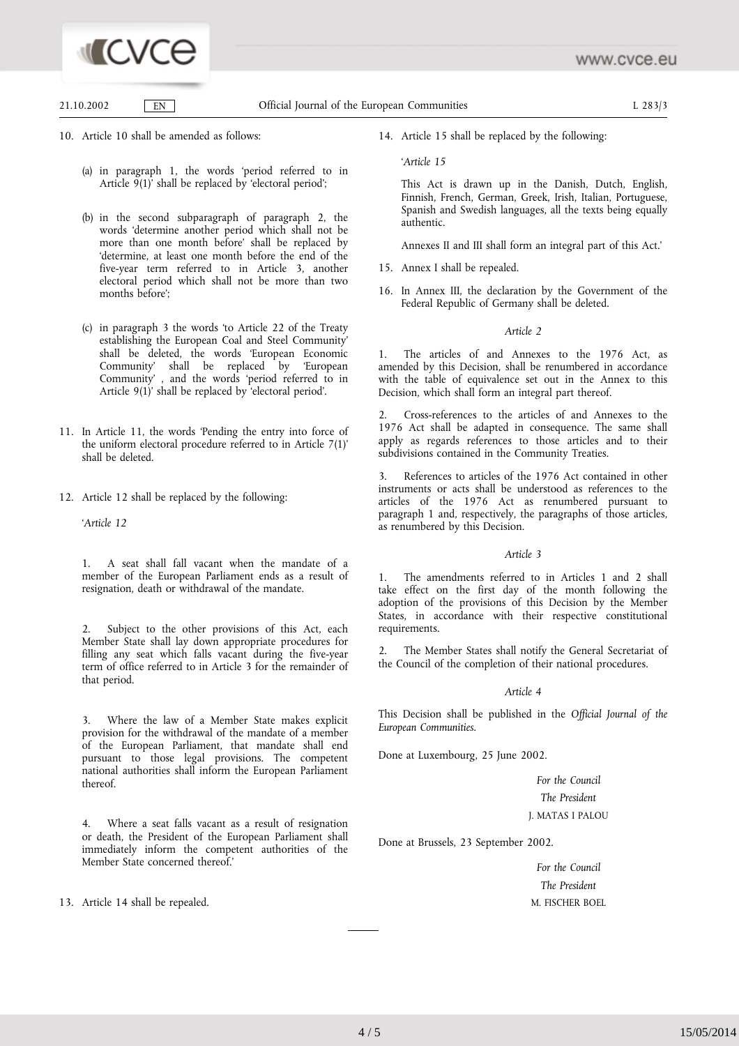10. Article 10 shall be amended as follows:

    (a) in paragraph 1, the words 'period referred to in Article 9(1)' shall be replaced by 'electoral period';

    (b) in the second subparagraph of paragraph 2, the words 'determine another period which shall not be more than one month before' shall be replaced by 'determine, at least one month before the end of the five-year term referred to in Article 3, another electoral period which shall not be more than two months before';

    (c) in paragraph 3 the words 'to Article 22 of the Treaty establishing the European Coal and Steel Community' shall be deleted, the words 'European Economic Community' shall be replaced by 'European Community' , and the words 'period referred to in Article 9(1)' shall be replaced by 'electoral period'.

11. In Article 11, the words 'Pending the entry into force of the uniform electoral procedure referred to in Article 7(1)' shall be deleted.

12. Article 12 shall be replaced by the following:

    '*Article 12*

    1. A seat shall fall vacant when the mandate of a member of the European Parliament ends as a result of resignation, death or withdrawal of the mandate.

    2. Subject to the other provisions of this Act, each Member State shall lay down appropriate procedures for filling any seat which falls vacant during the five-year term of office referred to in Article 3 for the remainder of that period.

    3. Where the law of a Member State makes explicit provision for the withdrawal of the mandate of a member of the European Parliament, that mandate shall end pursuant to those legal provisions. The competent national authorities shall inform the European Parliament thereof.

    4. Where a seat falls vacant as a result of resignation or death, the President of the European Parliament shall immediately inform the competent authorities of the Member State concerned thereof.'

13. Article 14 shall be repealed.

14. Article 15 shall be replaced by the following:

    '*Article 15*

    This Act is drawn up in the Danish, Dutch, English, Finnish, French, German, Greek, Irish, Italian, Portuguese, Spanish and Swedish languages, all the texts being equally authentic.

    Annexes II and III shall form an integral part of this Act.'

15. Annex I shall be repealed.

16. In Annex III, the declaration by the Government of the Federal Republic of Germany shall be deleted.

*Article 2*

1. The articles of and Annexes to the 1976 Act, as amended by this Decision, shall be renumbered in accordance with the table of equivalence set out in the Annex to this Decision, which shall form an integral part thereof.

2. Cross-references to the articles of and Annexes to the 1976 Act shall be adapted in consequence. The same shall apply as regards references to those articles and to their subdivisions contained in the Community Treaties.

3. References to articles of the 1976 Act contained in other instruments or acts shall be understood as references to the articles of the 1976 Act as renumbered pursuant to paragraph 1 and, respectively, the paragraphs of those articles, as renumbered by this Decision.

*Article 3*

1. The amendments referred to in Articles 1 and 2 shall take effect on the first day of the month following the adoption of the provisions of this Decision by the Member States, in accordance with their respective constitutional requirements.

2. The Member States shall notify the General Secretariat of the Council of the completion of their national procedures.

*Article 4*

This Decision shall be published in the *Official Journal of the European Communities*.

Done at Luxembourg, 25 June 2002.

*For the Council*

*The President*

J. MATAS I PALOU

Done at Brussels, 23 September 2002.

*For the Council*

*The President*

M. FISCHER BOEL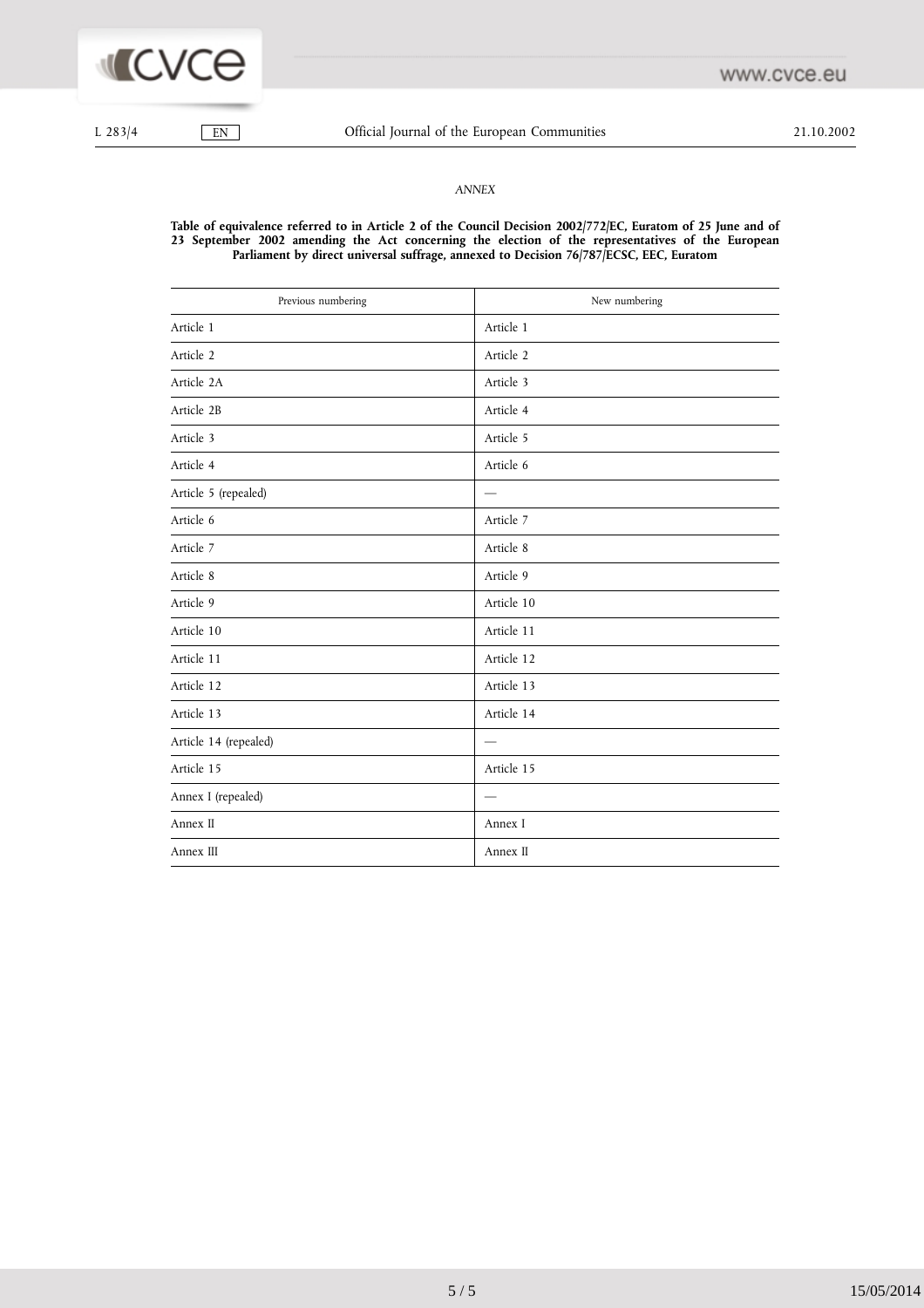*ANNEX*

**Table of equivalence referred to in Article 2 of the Council Decision 2002/772/EC, Euratom of 25 June and of 23 September 2002 amending the Act concerning the election of the representatives of the European Parliament by direct universal suffrage, annexed to Decision 76/787/ECSC, EEC, Euratom**

| Previous numbering | New numbering |
|---|---|
| Article 1 | Article 1 |
| Article 2 | Article 2 |
| Article 2A | Article 3 |
| Article 2B | Article 4 |
| Article 3 | Article 5 |
| Article 4 | Article 6 |
| Article 5 (repealed) | — |
| Article 6 | Article 7 |
| Article 7 | Article 8 |
| Article 8 | Article 9 |
| Article 9 | Article 10 |
| Article 10 | Article 11 |
| Article 11 | Article 12 |
| Article 12 | Article 13 |
| Article 13 | Article 14 |
| Article 14 (repealed) | — |
| Article 15 | Article 15 |
| Annex I (repealed) | — |
| Annex II | Annex I |
| Annex III | Annex II |